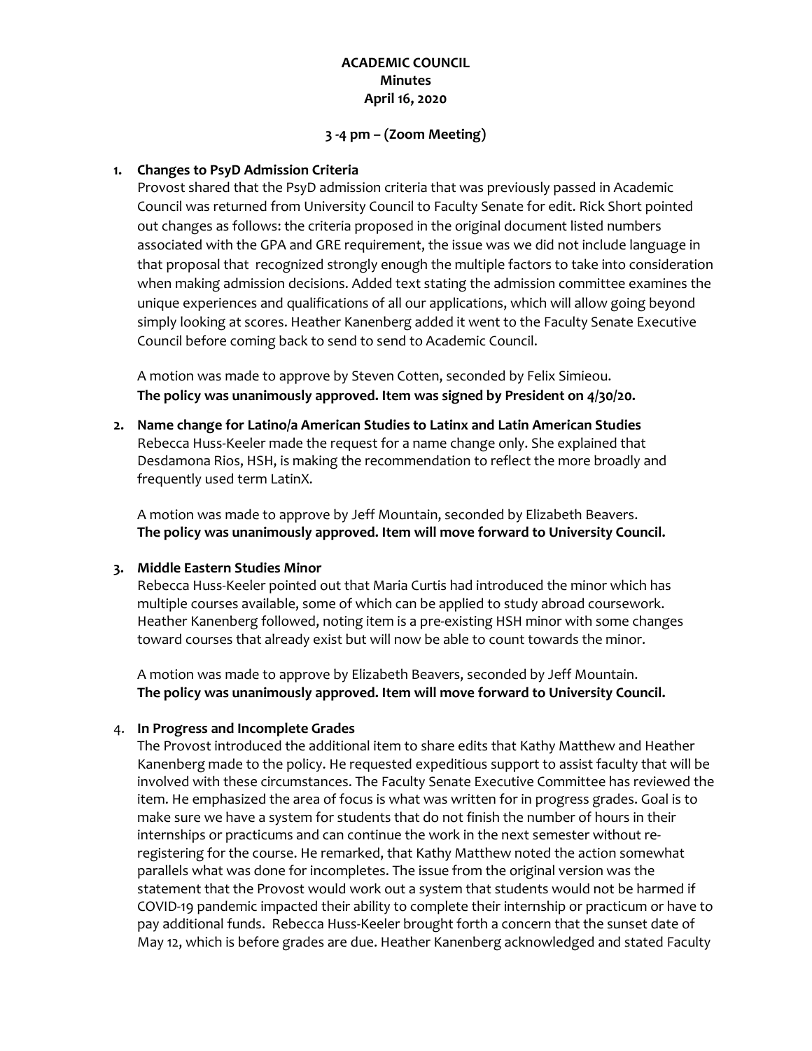**ACADEMIC COUNCIL**
**Minutes**
**April 16, 2020**

**3 -4 pm – (Zoom Meeting)**

1. **Changes to PsyD Admission Criteria**
   Provost shared that the PsyD admission criteria that was previously passed in Academic Council was returned from University Council to Faculty Senate for edit. Rick Short pointed out changes as follows: the criteria proposed in the original document listed numbers associated with the GPA and GRE requirement, the issue was we did not include language in that proposal that recognized strongly enough the multiple factors to take into consideration when making admission decisions. Added text stating the admission committee examines the unique experiences and qualifications of all our applications, which will allow going beyond simply looking at scores. Heather Kanenberg added it went to the Faculty Senate Executive Council before coming back to send to send to Academic Council.

   A motion was made to approve by Steven Cotten, seconded by Felix Simieou.
   **The policy was unanimously approved. Item was signed by President on 4/30/20.**

2. **Name change for Latino/a American Studies to Latinx and Latin American Studies**
   Rebecca Huss-Keeler made the request for a name change only. She explained that Desdamona Rios, HSH, is making the recommendation to reflect the more broadly and frequently used term LatinX.

   A motion was made to approve by Jeff Mountain, seconded by Elizabeth Beavers.
   **The policy was unanimously approved. Item will move forward to University Council.**

3. **Middle Eastern Studies Minor**
   Rebecca Huss-Keeler pointed out that Maria Curtis had introduced the minor which has multiple courses available, some of which can be applied to study abroad coursework. Heather Kanenberg followed, noting item is a pre-existing HSH minor with some changes toward courses that already exist but will now be able to count towards the minor.

   A motion was made to approve by Elizabeth Beavers, seconded by Jeff Mountain.
   **The policy was unanimously approved. Item will move forward to University Council.**

4. **In Progress and Incomplete Grades**
   The Provost introduced the additional item to share edits that Kathy Matthew and Heather Kanenberg made to the policy. He requested expeditious support to assist faculty that will be involved with these circumstances. The Faculty Senate Executive Committee has reviewed the item. He emphasized the area of focus is what was written for in progress grades. Goal is to make sure we have a system for students that do not finish the number of hours in their internships or practicums and can continue the work in the next semester without re-registering for the course. He remarked, that Kathy Matthew noted the action somewhat parallels what was done for incompletes. The issue from the original version was the statement that the Provost would work out a system that students would not be harmed if COVID-19 pandemic impacted their ability to complete their internship or practicum or have to pay additional funds. Rebecca Huss-Keeler brought forth a concern that the sunset date of May 12, which is before grades are due. Heather Kanenberg acknowledged and stated Faculty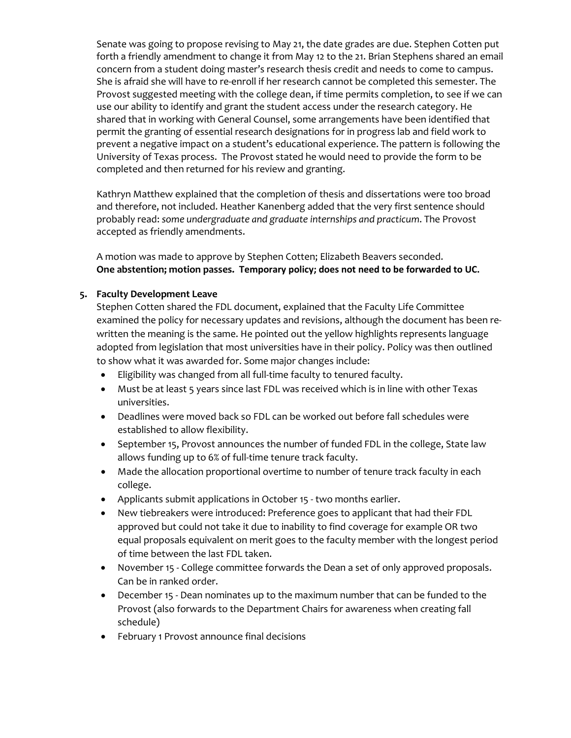Senate was going to propose revising to May 21, the date grades are due. Stephen Cotten put forth a friendly amendment to change it from May 12 to the 21. Brian Stephens shared an email concern from a student doing master's research thesis credit and needs to come to campus. She is afraid she will have to re-enroll if her research cannot be completed this semester. The Provost suggested meeting with the college dean, if time permits completion, to see if we can use our ability to identify and grant the student access under the research category. He shared that in working with General Counsel, some arrangements have been identified that permit the granting of essential research designations for in progress lab and field work to prevent a negative impact on a student's educational experience. The pattern is following the University of Texas process. The Provost stated he would need to provide the form to be completed and then returned for his review and granting.

Kathryn Matthew explained that the completion of thesis and dissertations were too broad and therefore, not included. Heather Kanenberg added that the very first sentence should probably read: *some undergraduate and graduate internships and practicum*. The Provost accepted as friendly amendments.

A motion was made to approve by Stephen Cotten; Elizabeth Beavers seconded.
**One abstention; motion passes. Temporary policy; does not need to be forwarded to UC.**

5. **Faculty Development Leave**

Stephen Cotten shared the FDL document, explained that the Faculty Life Committee examined the policy for necessary updates and revisions, although the document has been re-written the meaning is the same. He pointed out the yellow highlights represents language adopted from legislation that most universities have in their policy. Policy was then outlined to show what it was awarded for. Some major changes include:

- Eligibility was changed from all full-time faculty to tenured faculty.
- Must be at least 5 years since last FDL was received which is in line with other Texas universities.
- Deadlines were moved back so FDL can be worked out before fall schedules were established to allow flexibility.
- September 15, Provost announces the number of funded FDL in the college, State law allows funding up to 6% of full-time tenure track faculty.
- Made the allocation proportional overtime to number of tenure track faculty in each college.
- Applicants submit applications in October 15 - two months earlier.
- New tiebreakers were introduced: Preference goes to applicant that had their FDL approved but could not take it due to inability to find coverage for example OR two equal proposals equivalent on merit goes to the faculty member with the longest period of time between the last FDL taken.
- November 15 - College committee forwards the Dean a set of only approved proposals. Can be in ranked order.
- December 15 - Dean nominates up to the maximum number that can be funded to the Provost (also forwards to the Department Chairs for awareness when creating fall schedule)
- February 1 Provost announce final decisions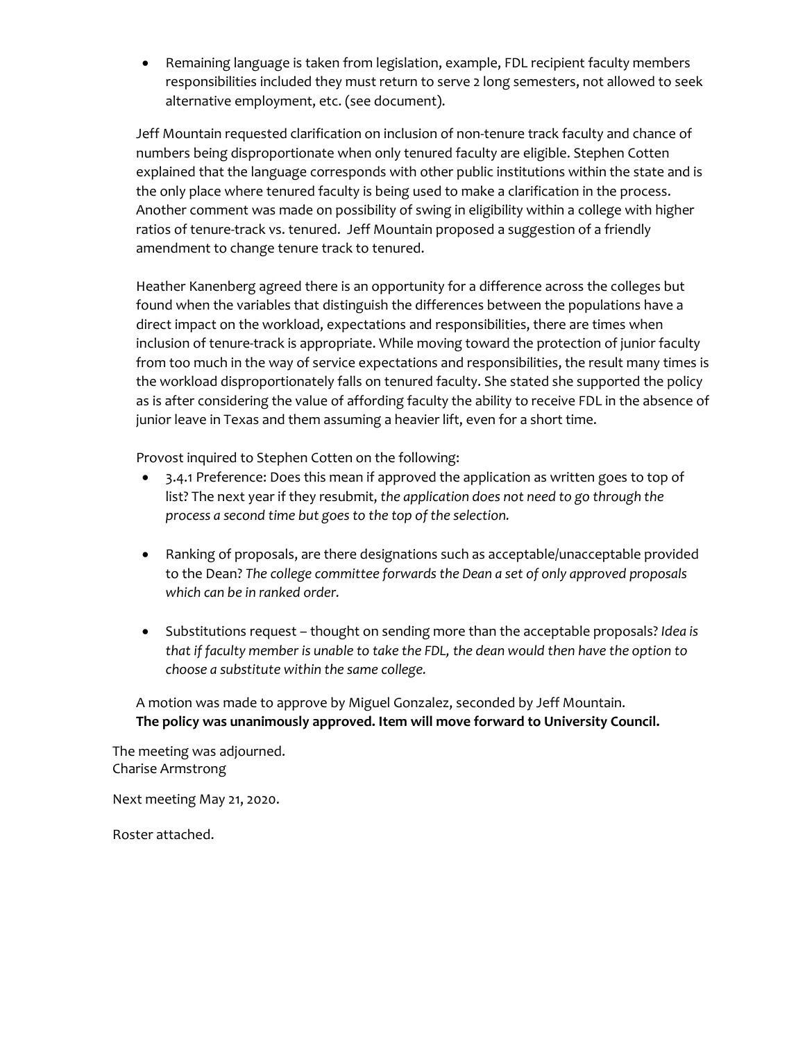- Remaining language is taken from legislation, example, FDL recipient faculty members responsibilities included they must return to serve 2 long semesters, not allowed to seek alternative employment, etc. (see document).

Jeff Mountain requested clarification on inclusion of non-tenure track faculty and chance of numbers being disproportionate when only tenured faculty are eligible. Stephen Cotten explained that the language corresponds with other public institutions within the state and is the only place where tenured faculty is being used to make a clarification in the process. Another comment was made on possibility of swing in eligibility within a college with higher ratios of tenure-track vs. tenured. Jeff Mountain proposed a suggestion of a friendly amendment to change tenure track to tenured.

Heather Kanenberg agreed there is an opportunity for a difference across the colleges but found when the variables that distinguish the differences between the populations have a direct impact on the workload, expectations and responsibilities, there are times when inclusion of tenure-track is appropriate. While moving toward the protection of junior faculty from too much in the way of service expectations and responsibilities, the result many times is the workload disproportionately falls on tenured faculty. She stated she supported the policy as is after considering the value of affording faculty the ability to receive FDL in the absence of junior leave in Texas and them assuming a heavier lift, even for a short time.

Provost inquired to Stephen Cotten on the following:

- 3.4.1 Preference: Does this mean if approved the application as written goes to top of list? The next year if they resubmit, *the application does not need to go through the process a second time but goes to the top of the selection.*

- Ranking of proposals, are there designations such as acceptable/unacceptable provided to the Dean? *The college committee forwards the Dean a set of only approved proposals which can be in ranked order.*

- Substitutions request – thought on sending more than the acceptable proposals? *Idea is that if faculty member is unable to take the FDL, the dean would then have the option to choose a substitute within the same college.*

A motion was made to approve by Miguel Gonzalez, seconded by Jeff Mountain.
**The policy was unanimously approved. Item will move forward to University Council.**

The meeting was adjourned.
Charise Armstrong

Next meeting May 21, 2020.

Roster attached.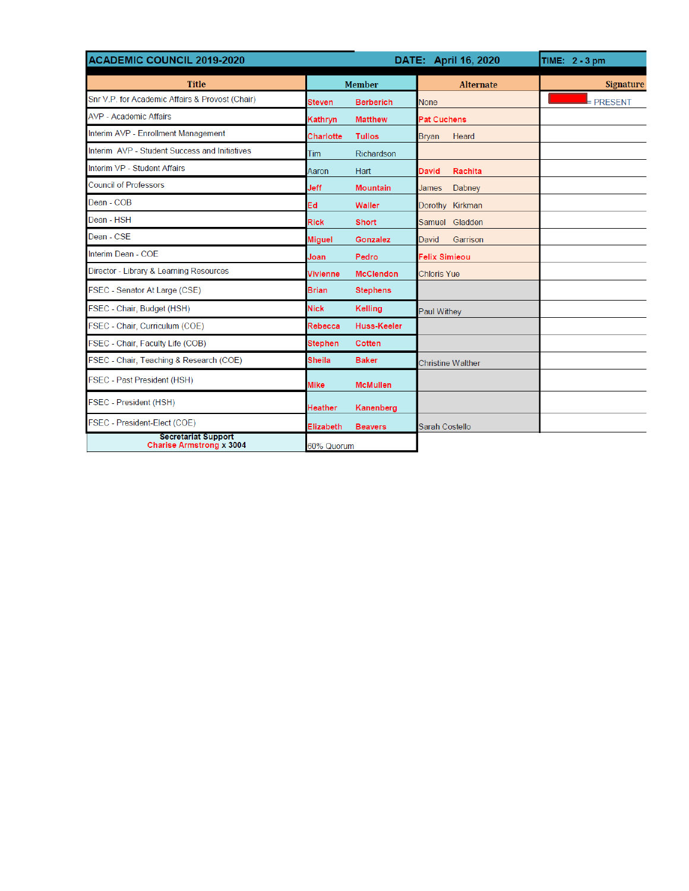| ACADEMIC COUNCIL 2019-2020 | DATE: April 16, 2020 | | TIME: 2 - 3 pm |
|---|---|---|---|
| **Title** | **Member** | **Alternate** | **Signature** |
| Snr V.P. for Academic Affairs & Provost (Chair) | Steven Berberich | None | = PRESENT |
| AVP - Academic Affairs | Kathryn Matthew | Pat Cuchens | |
| Interim AVP - Enrollment Management | Charlotte Tullos | Bryan Heard | |
| Interim AVP - Student Success and Initiatives | Tim Richardson | | |
| Interim VP - Student Affairs | Aaron Hart | David Rachita | |
| Council of Professors | Jeff Mountain | James Dabney | |
| Dean - COB | Ed Waller | Dorothy Kirkman | |
| Dean - HSH | Rick Short | Samuel Gladden | |
| Dean - CSE | Miguel Gonzalez | David Garrison | |
| Interim Dean - COE | Joan Pedro | Felix Simieou | |
| Director - Library & Learning Resources | Vivienne McClendon | Chloris Yue | |
| FSEC - Senator At Large (CSE) | Brian Stephens | | |
| FSEC - Chair, Budget (HSH) | Nick Kelling | Paul Withey | |
| FSEC - Chair, Curriculum (COE) | Rebecca Huss-Keeler | | |
| FSEC - Chair, Faculty Life (COB) | Stephen Cotten | | |
| FSEC - Chair, Teaching & Research (COE) | Sheila Baker | Christine Walther | |
| FSEC - Past President (HSH) | Mike McMullen | | |
| FSEC - President (HSH) | Heather Kanenberg | | |
| FSEC - President-Elect (COE) | Elizabeth Beavers | Sarah Costello | |
| **Secretariat Support** Charise Armstrong **x 3004** | 60% Quorum | | |